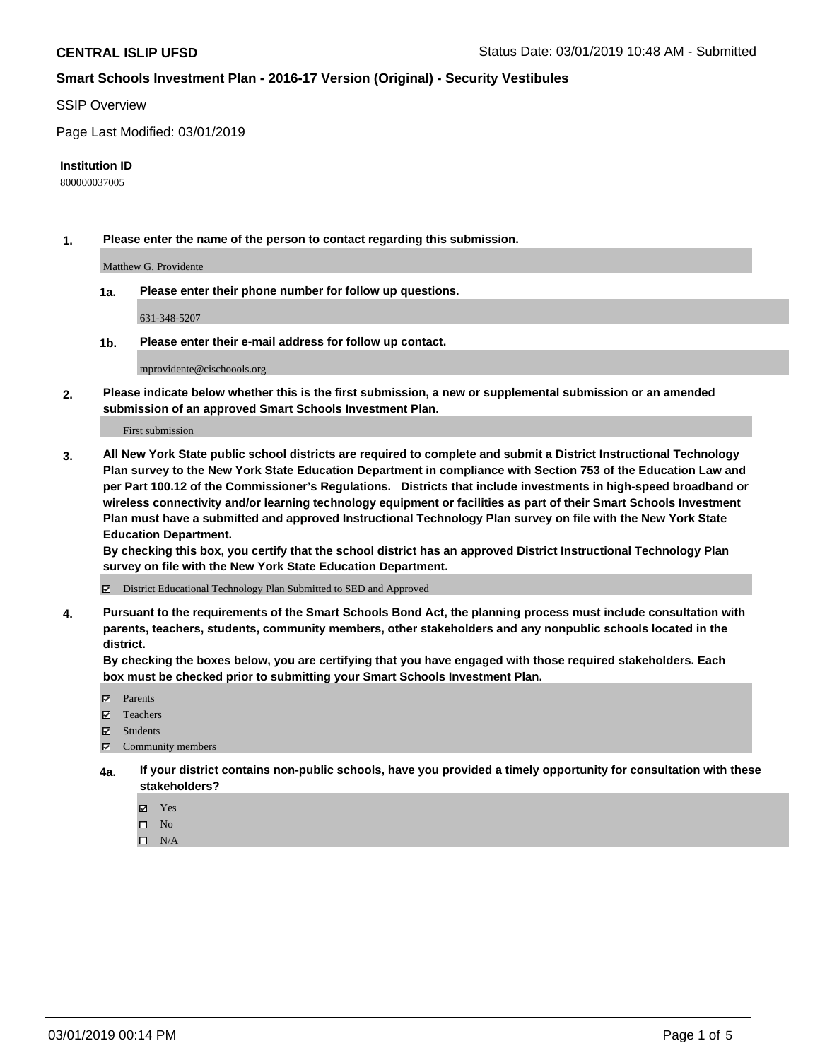**CENTRAL ISLIP UFSD** Status Date: 03/01/2019 10:48 AM - Submitted

**Smart Schools Investment Plan - 2016-17 Version (Original) - Security Vestibules**

SSIP Overview

Page Last Modified: 03/01/2019

**Institution ID**

800000037005

**1. Please enter the name of the person to contact regarding this submission.**

Matthew G. Providente

**1a. Please enter their phone number for follow up questions.**

631-348-5207

**1b. Please enter their e-mail address for follow up contact.**

mprovidente@cischoools.org

**2. Please indicate below whether this is the first submission, a new or supplemental submission or an amended submission of an approved Smart Schools Investment Plan.**

First submission

**3. All New York State public school districts are required to complete and submit a District Instructional Technology Plan survey to the New York State Education Department in compliance with Section 753 of the Education Law and per Part 100.12 of the Commissioner's Regulations. Districts that include investments in high-speed broadband or wireless connectivity and/or learning technology equipment or facilities as part of their Smart Schools Investment Plan must have a submitted and approved Instructional Technology Plan survey on file with the New York State Education Department.**
**By checking this box, you certify that the school district has an approved District Instructional Technology Plan survey on file with the New York State Education Department.**

☑ District Educational Technology Plan Submitted to SED and Approved

**4. Pursuant to the requirements of the Smart Schools Bond Act, the planning process must include consultation with parents, teachers, students, community members, other stakeholders and any nonpublic schools located in the district.**
**By checking the boxes below, you are certifying that you have engaged with those required stakeholders. Each box must be checked prior to submitting your Smart Schools Investment Plan.**

- ☑ Parents
- ☑ Teachers
- ☑ Students
- ☑ Community members

**4a. If your district contains non-public schools, have you provided a timely opportunity for consultation with these stakeholders?**

- ☑ Yes
- ☐ No
- ☐ N/A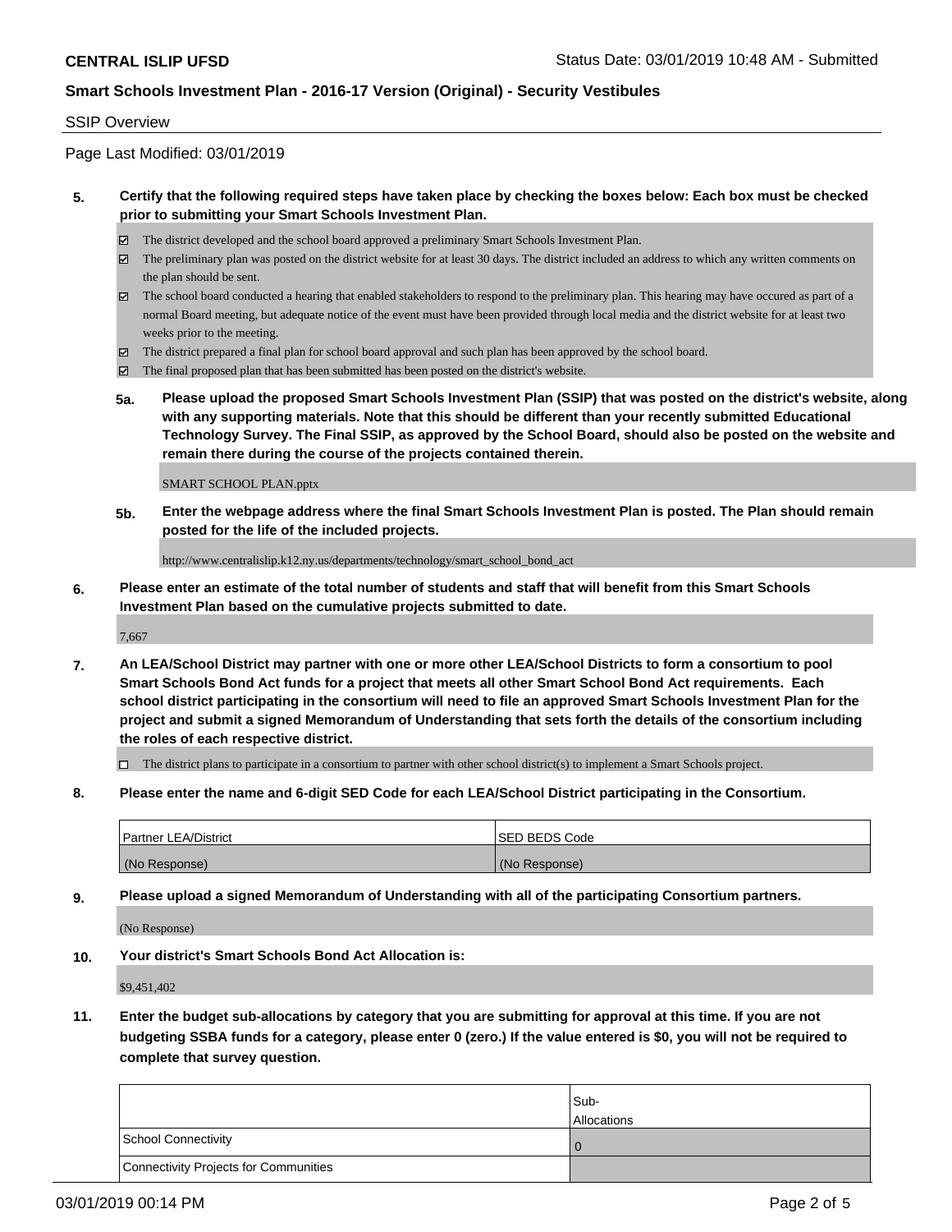**CENTRAL ISLIP UFSD** Status Date: 03/01/2019 10:48 AM - Submitted

**Smart Schools Investment Plan - 2016-17 Version (Original) - Security Vestibules**

SSIP Overview

Page Last Modified: 03/01/2019

**5. Certify that the following required steps have taken place by checking the boxes below: Each box must be checked prior to submitting your Smart Schools Investment Plan.**

- ☑ The district developed and the school board approved a preliminary Smart Schools Investment Plan.
- ☑ The preliminary plan was posted on the district website for at least 30 days. The district included an address to which any written comments on the plan should be sent.
- ☑ The school board conducted a hearing that enabled stakeholders to respond to the preliminary plan. This hearing may have occured as part of a normal Board meeting, but adequate notice of the event must have been provided through local media and the district website for at least two weeks prior to the meeting.
- ☑ The district prepared a final plan for school board approval and such plan has been approved by the school board.
- ☑ The final proposed plan that has been submitted has been posted on the district's website.

**5a. Please upload the proposed Smart Schools Investment Plan (SSIP) that was posted on the district's website, along with any supporting materials. Note that this should be different than your recently submitted Educational Technology Survey. The Final SSIP, as approved by the School Board, should also be posted on the website and remain there during the course of the projects contained therein.**

SMART SCHOOL PLAN.pptx

**5b. Enter the webpage address where the final Smart Schools Investment Plan is posted. The Plan should remain posted for the life of the included projects.**

http://www.centralislip.k12.ny.us/departments/technology/smart_school_bond_act

**6. Please enter an estimate of the total number of students and staff that will benefit from this Smart Schools Investment Plan based on the cumulative projects submitted to date.**

7,667

**7. An LEA/School District may partner with one or more other LEA/School Districts to form a consortium to pool Smart Schools Bond Act funds for a project that meets all other Smart School Bond Act requirements. Each school district participating in the consortium will need to file an approved Smart Schools Investment Plan for the project and submit a signed Memorandum of Understanding that sets forth the details of the consortium including the roles of each respective district.**

- ☐ The district plans to participate in a consortium to partner with other school district(s) to implement a Smart Schools project.

**8. Please enter the name and 6-digit SED Code for each LEA/School District participating in the Consortium.**

| Partner LEA/District | SED BEDS Code |
|---|---|
| (No Response) | (No Response) |

**9. Please upload a signed Memorandum of Understanding with all of the participating Consortium partners.**

(No Response)

**10. Your district's Smart Schools Bond Act Allocation is:**

$9,451,402

**11. Enter the budget sub-allocations by category that you are submitting for approval at this time. If you are not budgeting SSBA funds for a category, please enter 0 (zero.) If the value entered is $0, you will not be required to complete that survey question.**

| | Sub-Allocations |
|---|---|
| School Connectivity | 0 |
| Connectivity Projects for Communities | |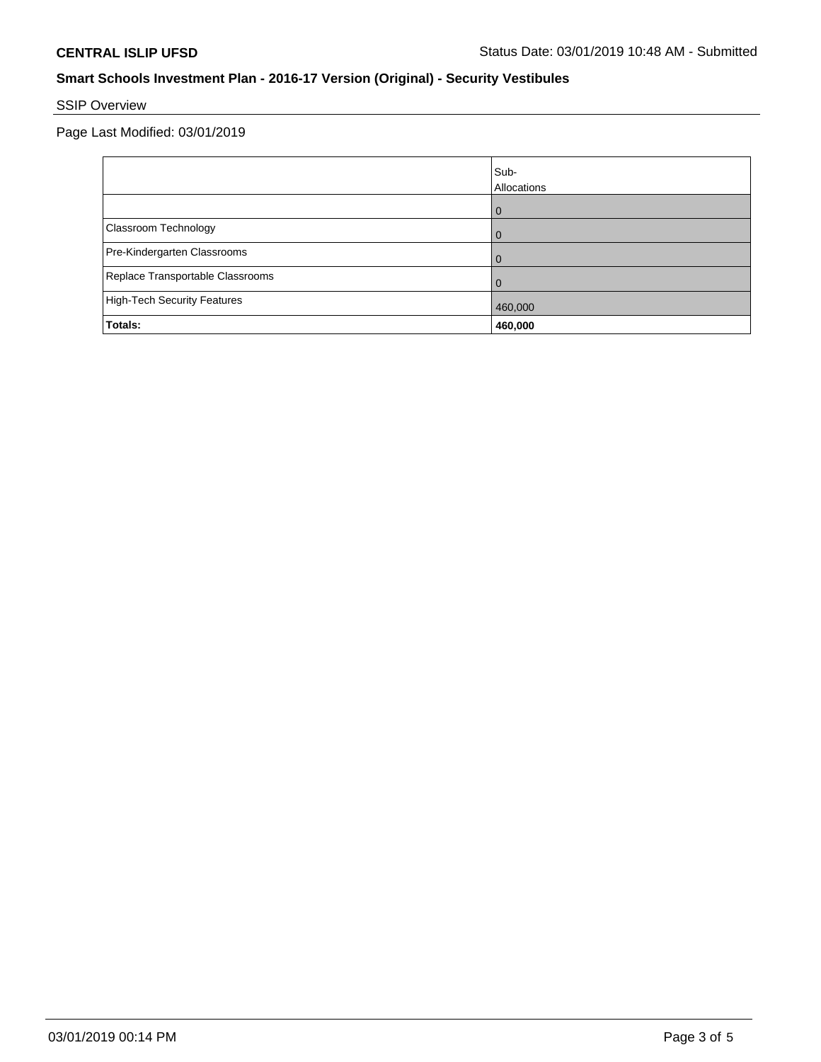**CENTRAL ISLIP UFSD** Status Date: 03/01/2019 10:48 AM - Submitted

## Smart Schools Investment Plan - 2016-17 Version (Original) - Security Vestibules

SSIP Overview

Page Last Modified: 03/01/2019

| | Sub-Allocations |
|---|---|
| | 0 |
| Classroom Technology | 0 |
| Pre-Kindergarten Classrooms | 0 |
| Replace Transportable Classrooms | 0 |
| High-Tech Security Features | 460,000 |
| **Totals:** | **460,000** |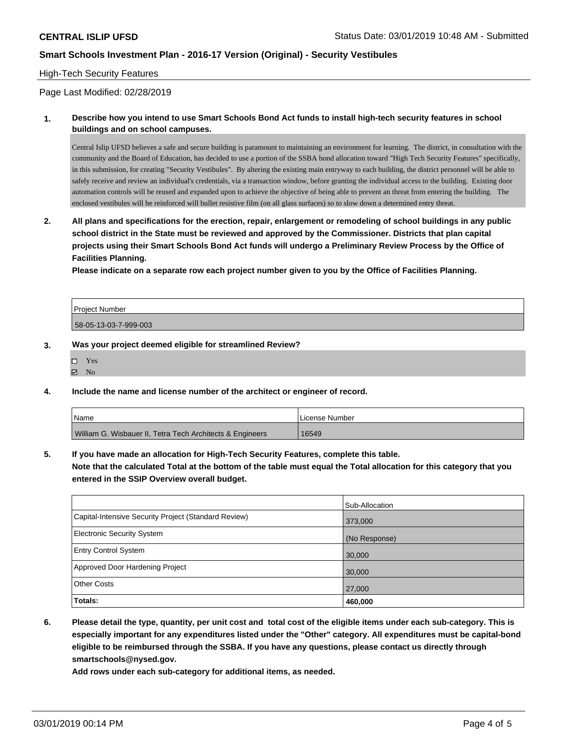High-Tech Security Features

Page Last Modified: 02/28/2019

**1. Describe how you intend to use Smart Schools Bond Act funds to install high-tech security features in school buildings and on school campuses.**

Central Islip UFSD believes a safe and secure building is paramount to maintaining an environment for learning. The district, in consultation with the community and the Board of Education, has decided to use a portion of the SSBA bond allocation toward "High Tech Security Features" specifically, in this submission, for creating "Security Vestibules". By altering the existing main entryway to each building, the district personnel will be able to safely receive and review an individual's credentials, via a transaction window, before granting the individual access to the building. Existing door automation controls will be reused and expanded upon to achieve the objective of being able to prevent an threat from entering the building. The enclosed vestibules will be reinforced will bullet resistive film (on all glass surfaces) so to slow down a determined entry threat.

**2. All plans and specifications for the erection, repair, enlargement or remodeling of school buildings in any public school district in the State must be reviewed and approved by the Commissioner. Districts that plan capital projects using their Smart Schools Bond Act funds will undergo a Preliminary Review Process by the Office of Facilities Planning.**

**Please indicate on a separate row each project number given to you by the Office of Facilities Planning.**

| Project Number |
| --- |
| 58-05-13-03-7-999-003 |

**3. Was your project deemed eligible for streamlined Review?**

- ☐ Yes
- ☑ No

**4. Include the name and license number of the architect or engineer of record.**

| Name | License Number |
| --- | --- |
| William G. Wisbauer II, Tetra Tech Architects & Engineers | 16549 |

**5. If you have made an allocation for High-Tech Security Features, complete this table.**
**Note that the calculated Total at the bottom of the table must equal the Total allocation for this category that you entered in the SSIP Overview overall budget.**

| | Sub-Allocation |
| --- | --- |
| Capital-Intensive Security Project (Standard Review) | 373,000 |
| Electronic Security System | (No Response) |
| Entry Control System | 30,000 |
| Approved Door Hardening Project | 30,000 |
| Other Costs | 27,000 |
| **Totals:** | **460,000** |

**6. Please detail the type, quantity, per unit cost and total cost of the eligible items under each sub-category. This is especially important for any expenditures listed under the "Other" category. All expenditures must be capital-bond eligible to be reimbursed through the SSBA. If you have any questions, please contact us directly through smartschools@nysed.gov.**

**Add rows under each sub-category for additional items, as needed.**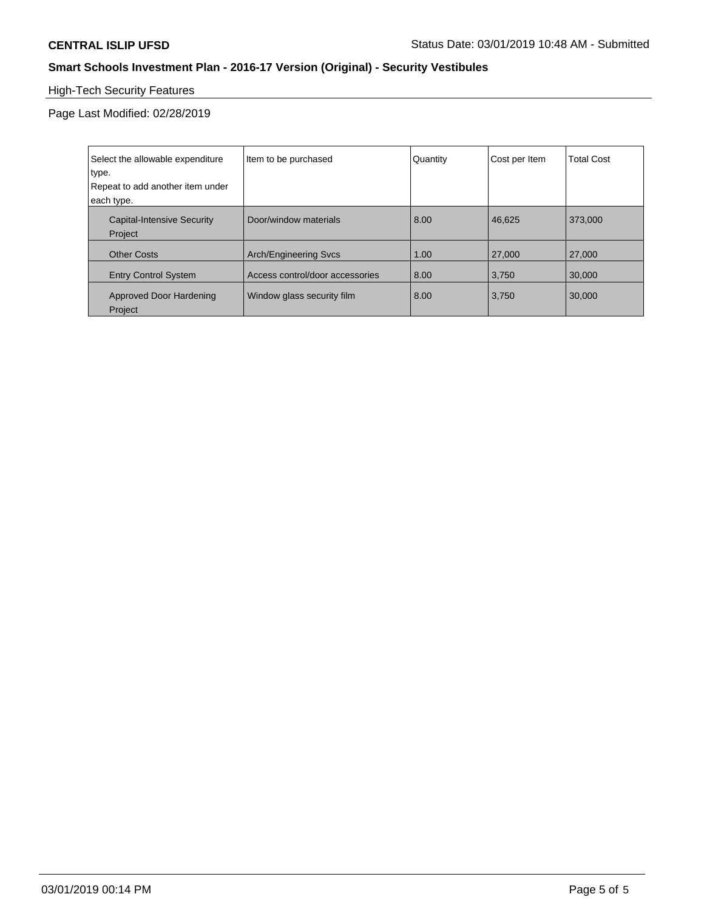**CENTRAL ISLIP UFSD** Status Date: 03/01/2019 10:48 AM - Submitted

## Smart Schools Investment Plan - 2016-17 Version (Original) - Security Vestibules

### High-Tech Security Features

Page Last Modified: 02/28/2019

| Select the allowable expenditure type. Repeat to add another item under each type. | Item to be purchased | Quantity | Cost per Item | Total Cost |
|---|---|---|---|---|
| Capital-Intensive Security Project | Door/window materials | 8.00 | 46,625 | 373,000 |
| Other Costs | Arch/Engineering Svcs | 1.00 | 27,000 | 27,000 |
| Entry Control System | Access control/door accessories | 8.00 | 3,750 | 30,000 |
| Approved Door Hardening Project | Window glass security film | 8.00 | 3,750 | 30,000 |